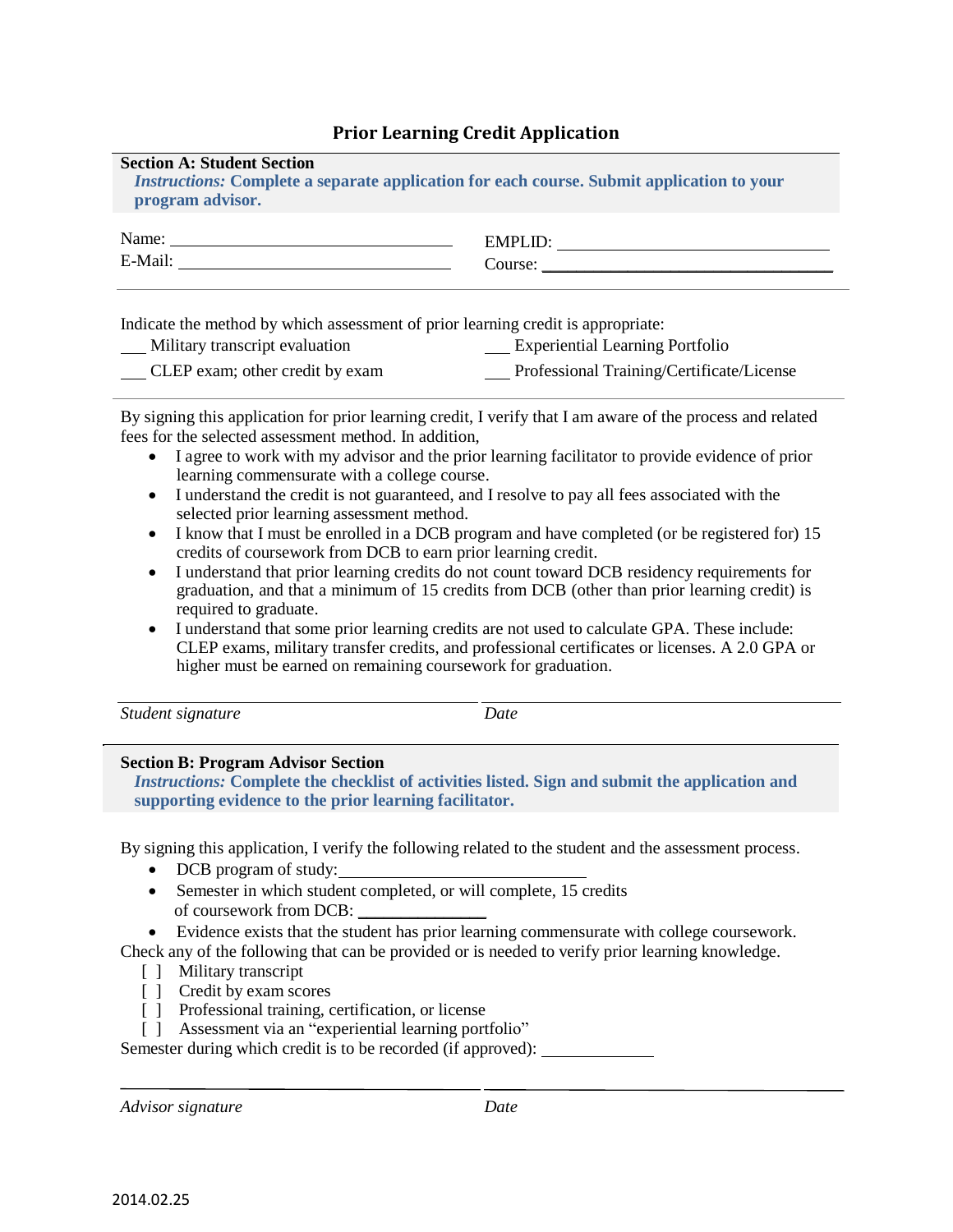# Prior Learning Credit Application

**Section A: Student Section**

***Instructions:* Complete a separate application for each course. Submit application to your program advisor.**

Name: ______________________________ EMPLID: ______________________________

E-Mail: ______________________________ Course: ______________________________

Indicate the method by which assessment of prior learning credit is appropriate:

___ Military transcript evaluation

___ Experiential Learning Portfolio

___ CLEP exam; other credit by exam

___ Professional Training/Certificate/License

By signing this application for prior learning credit, I verify that I am aware of the process and related fees for the selected assessment method. In addition,

- I agree to work with my advisor and the prior learning facilitator to provide evidence of prior learning commensurate with a college course.
- I understand the credit is not guaranteed, and I resolve to pay all fees associated with the selected prior learning assessment method.
- I know that I must be enrolled in a DCB program and have completed (or be registered for) 15 credits of coursework from DCB to earn prior learning credit.
- I understand that prior learning credits do not count toward DCB residency requirements for graduation, and that a minimum of 15 credits from DCB (other than prior learning credit) is required to graduate.
- I understand that some prior learning credits are not used to calculate GPA. These include: CLEP exams, military transfer credits, and professional certificates or licenses. A 2.0 GPA or higher must be earned on remaining coursework for graduation.

______________________________ ______________________________

*Student signature* *Date*

**Section B: Program Advisor Section**

***Instructions:* Complete the checklist of activities listed. Sign and submit the application and supporting evidence to the prior learning facilitator.**

By signing this application, I verify the following related to the student and the assessment process.

- DCB program of study: ______________________________
- Semester in which student completed, or will complete, 15 credits of coursework from DCB: ______________
- Evidence exists that the student has prior learning commensurate with college coursework.

Check any of the following that can be provided or is needed to verify prior learning knowledge.

[ ] Military transcript

[ ] Credit by exam scores

[ ] Professional training, certification, or license

[ ] Assessment via an "experiential learning portfolio"

Semester during which credit is to be recorded (if approved): ______________

______________________________ ______________________________

*Advisor signature* *Date*

2014.02.25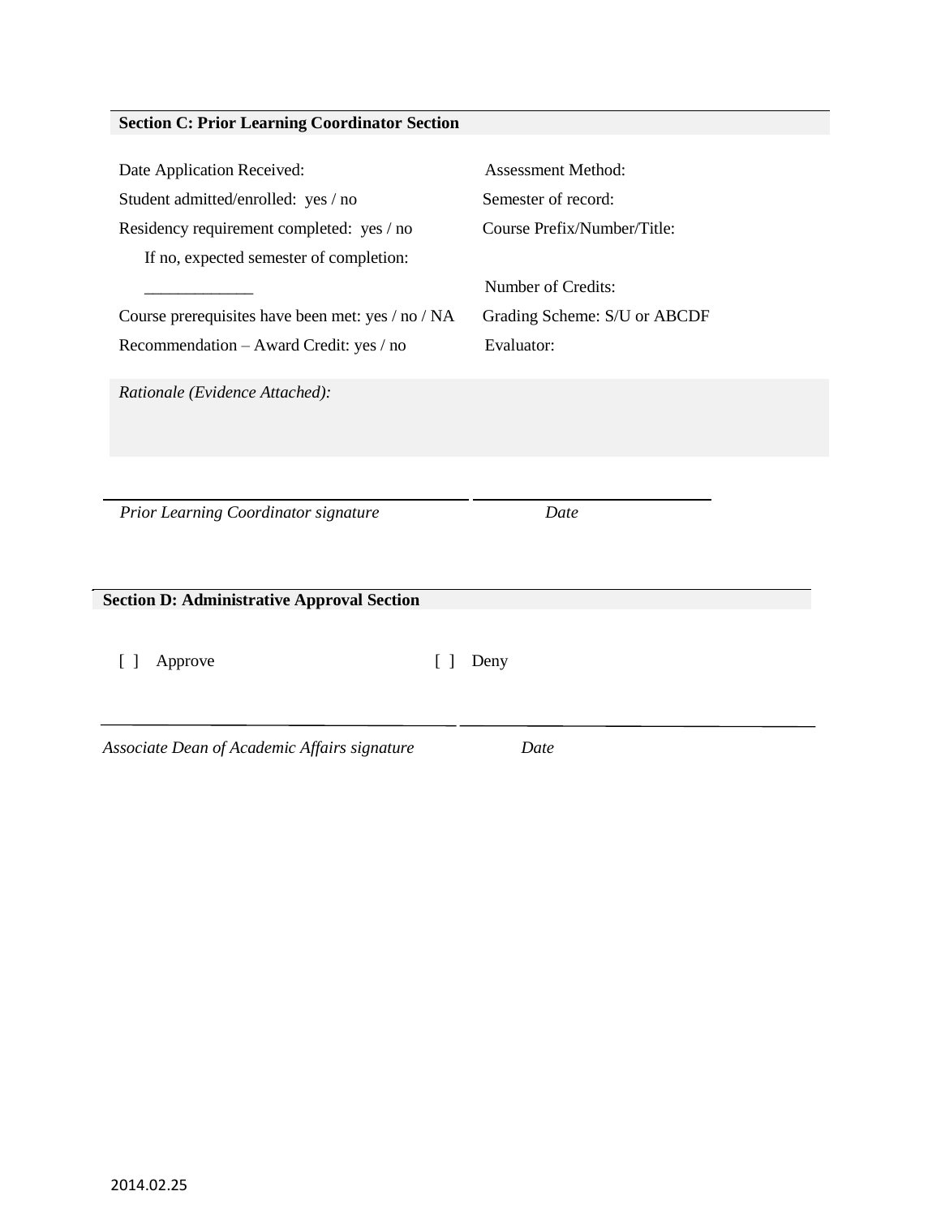## Section C: Prior Learning Coordinator Section

Date Application Received:

Student admitted/enrolled: yes / no

Residency requirement completed: yes / no

If no, expected semester of completion: _____________

Course prerequisites have been met: yes / no / NA

Recommendation – Award Credit: yes / no

Assessment Method:

Semester of record:

Course Prefix/Number/Title:

Number of Credits:

Grading Scheme: S/U or ABCDF

Evaluator:

*Rationale (Evidence Attached):*

_______________________________ _______________________

*Prior Learning Coordinator signature* *Date*

## Section D: Administrative Approval Section

[ ] Approve [ ] Deny

_______________________________ _______________________

*Associate Dean of Academic Affairs signature* *Date*

2014.02.25